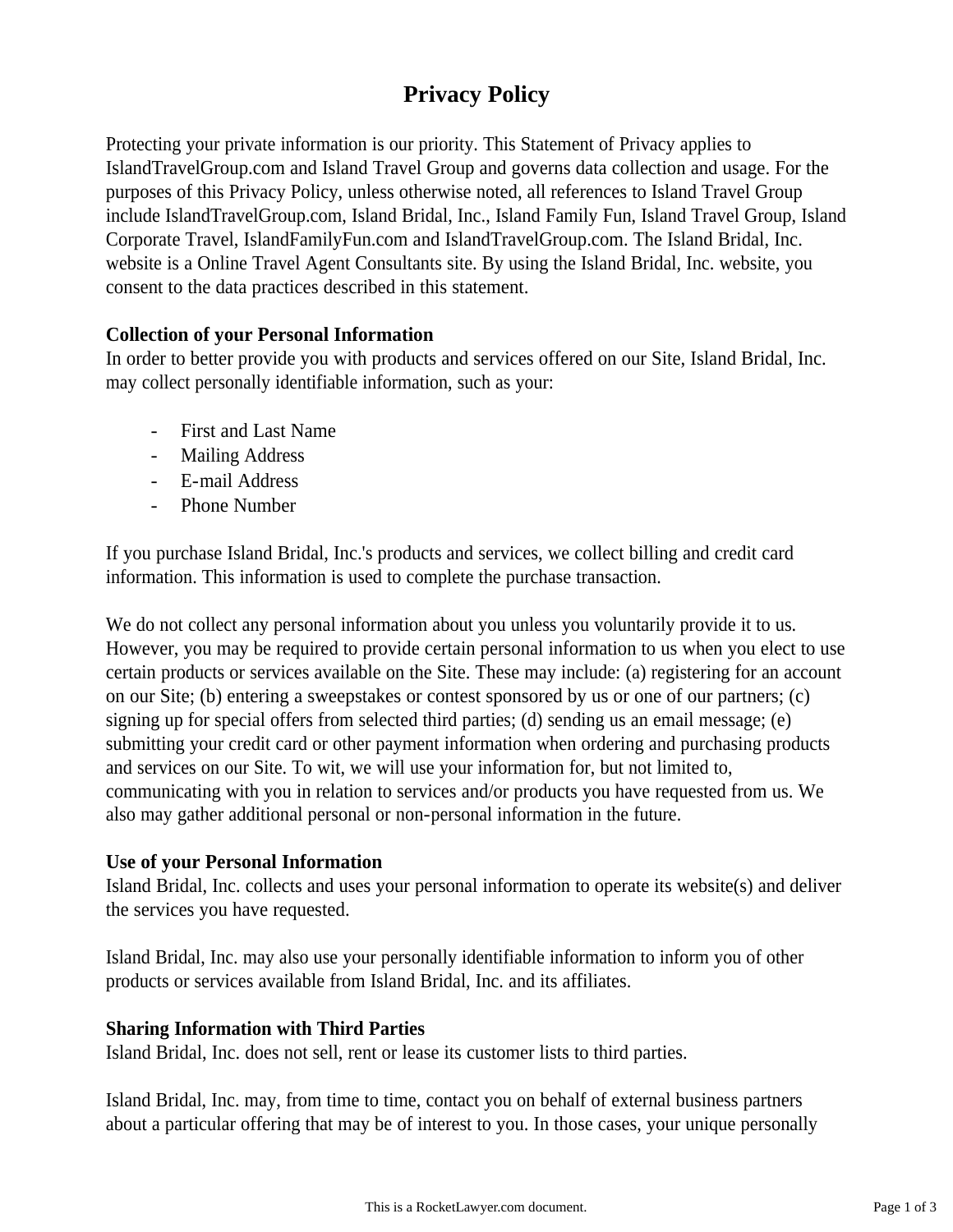# Privacy Policy

Protecting your private information is our priority. This Statement of Privacy applies to IslandTravelGroup.com and Island Travel Group and governs data collection and usage. For the purposes of this Privacy Policy, unless otherwise noted, all references to Island Travel Group include IslandTravelGroup.com, Island Bridal, Inc., Island Family Fun, Island Travel Group, Island Corporate Travel, IslandFamilyFun.com and IslandTravelGroup.com. The Island Bridal, Inc. website is a Online Travel Agent Consultants site. By using the Island Bridal, Inc. website, you consent to the data practices described in this statement.

**Collection of your Personal Information**

In order to better provide you with products and services offered on our Site, Island Bridal, Inc. may collect personally identifiable information, such as your:

- First and Last Name
- Mailing Address
- E-mail Address
- Phone Number

If you purchase Island Bridal, Inc.'s products and services, we collect billing and credit card information. This information is used to complete the purchase transaction.

We do not collect any personal information about you unless you voluntarily provide it to us. However, you may be required to provide certain personal information to us when you elect to use certain products or services available on the Site. These may include: (a) registering for an account on our Site; (b) entering a sweepstakes or contest sponsored by us or one of our partners; (c) signing up for special offers from selected third parties; (d) sending us an email message; (e) submitting your credit card or other payment information when ordering and purchasing products and services on our Site. To wit, we will use your information for, but not limited to, communicating with you in relation to services and/or products you have requested from us. We also may gather additional personal or non-personal information in the future.

**Use of your Personal Information**

Island Bridal, Inc. collects and uses your personal information to operate its website(s) and deliver the services you have requested.

Island Bridal, Inc. may also use your personally identifiable information to inform you of other products or services available from Island Bridal, Inc. and its affiliates.

**Sharing Information with Third Parties**

Island Bridal, Inc. does not sell, rent or lease its customer lists to third parties.

Island Bridal, Inc. may, from time to time, contact you on behalf of external business partners about a particular offering that may be of interest to you. In those cases, your unique personally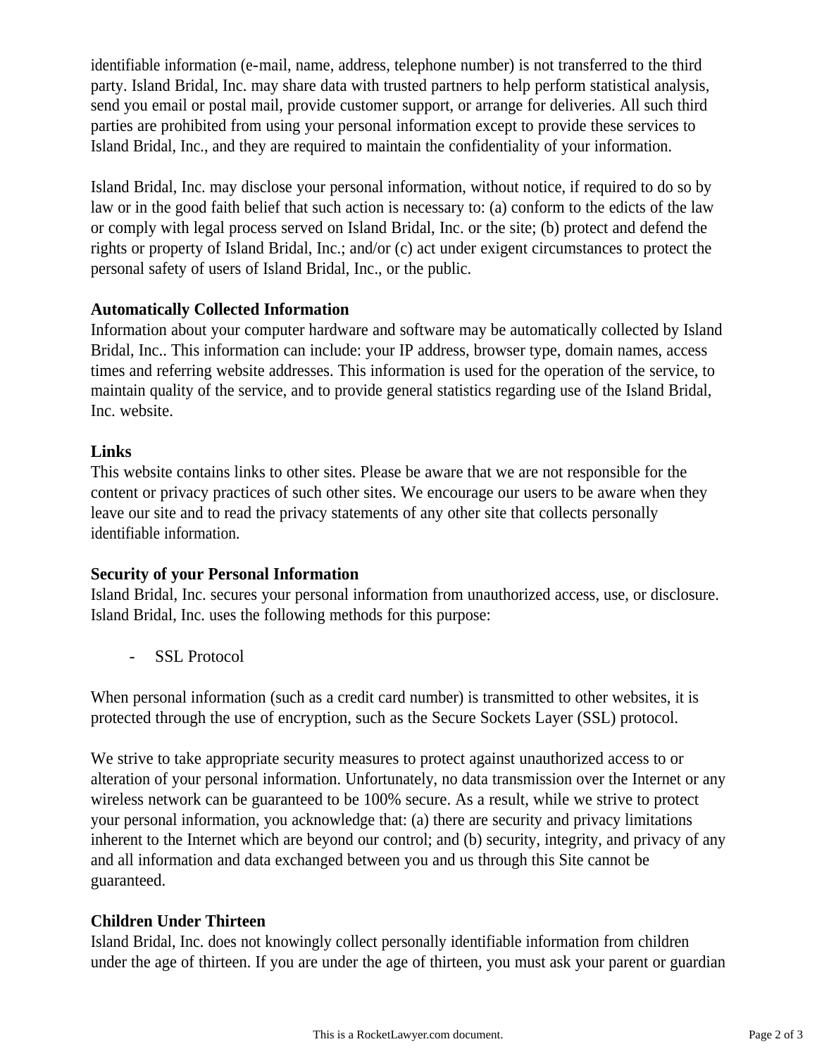identifiable information (e-mail, name, address, telephone number) is not transferred to the third party. Island Bridal, Inc. may share data with trusted partners to help perform statistical analysis, send you email or postal mail, provide customer support, or arrange for deliveries. All such third parties are prohibited from using your personal information except to provide these services to Island Bridal, Inc., and they are required to maintain the confidentiality of your information.

Island Bridal, Inc. may disclose your personal information, without notice, if required to do so by law or in the good faith belief that such action is necessary to: (a) conform to the edicts of the law or comply with legal process served on Island Bridal, Inc. or the site; (b) protect and defend the rights or property of Island Bridal, Inc.; and/or (c) act under exigent circumstances to protect the personal safety of users of Island Bridal, Inc., or the public.

**Automatically Collected Information**

Information about your computer hardware and software may be automatically collected by Island Bridal, Inc.. This information can include: your IP address, browser type, domain names, access times and referring website addresses. This information is used for the operation of the service, to maintain quality of the service, and to provide general statistics regarding use of the Island Bridal, Inc. website.

**Links**

This website contains links to other sites. Please be aware that we are not responsible for the content or privacy practices of such other sites. We encourage our users to be aware when they leave our site and to read the privacy statements of any other site that collects personally identifiable information.

**Security of your Personal Information**

Island Bridal, Inc. secures your personal information from unauthorized access, use, or disclosure. Island Bridal, Inc. uses the following methods for this purpose:

- SSL Protocol

When personal information (such as a credit card number) is transmitted to other websites, it is protected through the use of encryption, such as the Secure Sockets Layer (SSL) protocol.

We strive to take appropriate security measures to protect against unauthorized access to or alteration of your personal information. Unfortunately, no data transmission over the Internet or any wireless network can be guaranteed to be 100% secure. As a result, while we strive to protect your personal information, you acknowledge that: (a) there are security and privacy limitations inherent to the Internet which are beyond our control; and (b) security, integrity, and privacy of any and all information and data exchanged between you and us through this Site cannot be guaranteed.

**Children Under Thirteen**

Island Bridal, Inc. does not knowingly collect personally identifiable information from children under the age of thirteen. If you are under the age of thirteen, you must ask your parent or guardian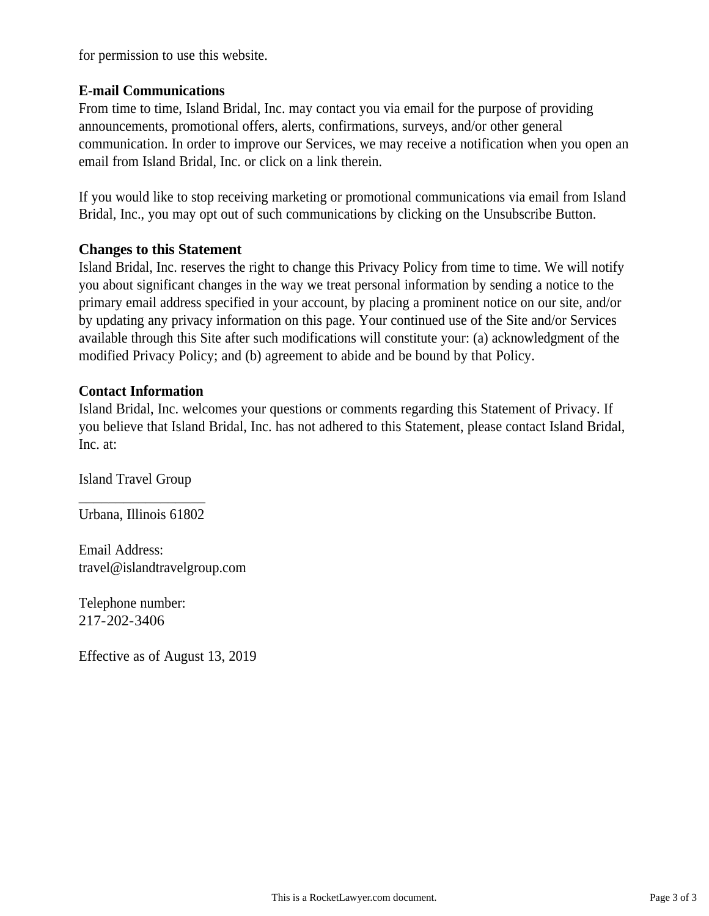for permission to use this website.

**E-mail Communications**

From time to time, Island Bridal, Inc. may contact you via email for the purpose of providing announcements, promotional offers, alerts, confirmations, surveys, and/or other general communication. In order to improve our Services, we may receive a notification when you open an email from Island Bridal, Inc. or click on a link therein.

If you would like to stop receiving marketing or promotional communications via email from Island Bridal, Inc., you may opt out of such communications by clicking on the Unsubscribe Button.

**Changes to this Statement**

Island Bridal, Inc. reserves the right to change this Privacy Policy from time to time. We will notify you about significant changes in the way we treat personal information by sending a notice to the primary email address specified in your account, by placing a prominent notice on our site, and/or by updating any privacy information on this page. Your continued use of the Site and/or Services available through this Site after such modifications will constitute your: (a) acknowledgment of the modified Privacy Policy; and (b) agreement to abide and be bound by that Policy.

**Contact Information**

Island Bridal, Inc. welcomes your questions or comments regarding this Statement of Privacy. If you believe that Island Bridal, Inc. has not adhered to this Statement, please contact Island Bridal, Inc. at:

Island Travel Group
_________________
Urbana, Illinois 61802

Email Address:
travel@islandtravelgroup.com

Telephone number:
217-202-3406

Effective as of August 13, 2019

This is a RocketLawyer.com document.